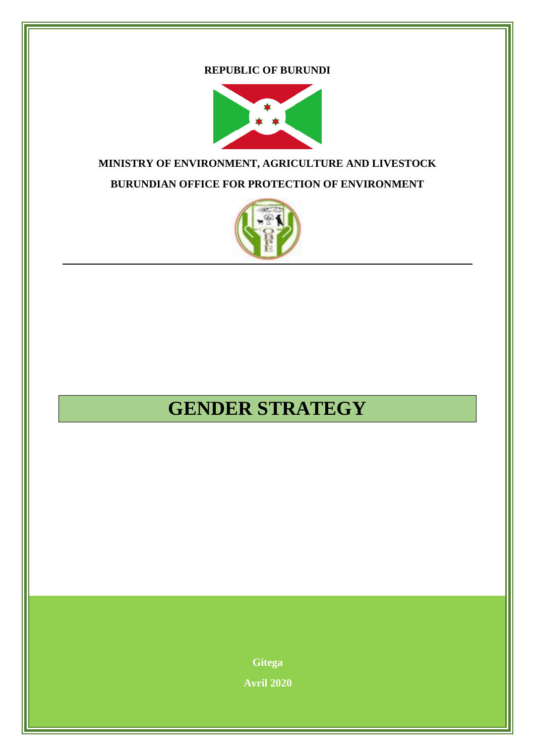**REPUBLIC OF BURUNDI**

**MINISTRY OF ENVIRONMENT, AGRICULTURE AND LIVESTOCK**

**BURUNDIAN OFFICE FOR PROTECTION OF ENVIRONMENT**

# GENDER STRATEGY

**Gitega**

**Avril 2020**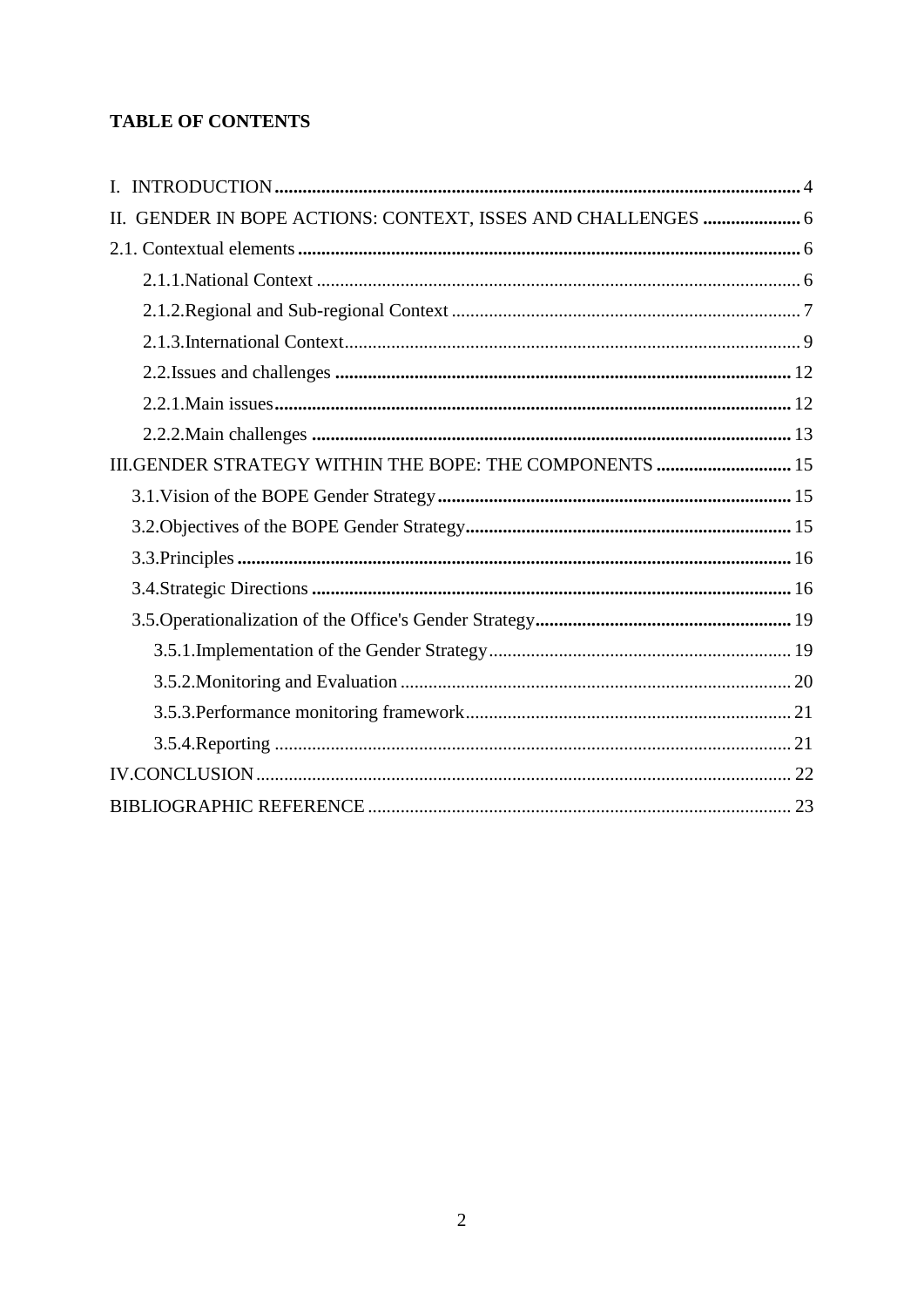**TABLE OF CONTENTS**

I. INTRODUCTION ..... 4
II. GENDER IN BOPE ACTIONS: CONTEXT, ISSES AND CHALLENGES ..... 6
2.1. Contextual elements ..... 6
    2.1.1.National Context ..... 6
    2.1.2.Regional and Sub-regional Context ..... 7
    2.1.3.International Context ..... 9
    2.2.Issues and challenges ..... 12
    2.2.1.Main issues ..... 12
    2.2.2.Main challenges ..... 13
III.GENDER STRATEGY WITHIN THE BOPE: THE COMPONENTS ..... 15
  3.1.Vision of the BOPE Gender Strategy ..... 15
  3.2.Objectives of the BOPE Gender Strategy ..... 15
  3.3.Principles ..... 16
  3.4.Strategic Directions ..... 16
  3.5.Operationalization of the Office's Gender Strategy ..... 19
      3.5.1.Implementation of the Gender Strategy ..... 19
      3.5.2.Monitoring and Evaluation ..... 20
      3.5.3.Performance monitoring framework ..... 21
      3.5.4.Reporting ..... 21
IV.CONCLUSION ..... 22
BIBLIOGRAPHIC REFERENCE ..... 23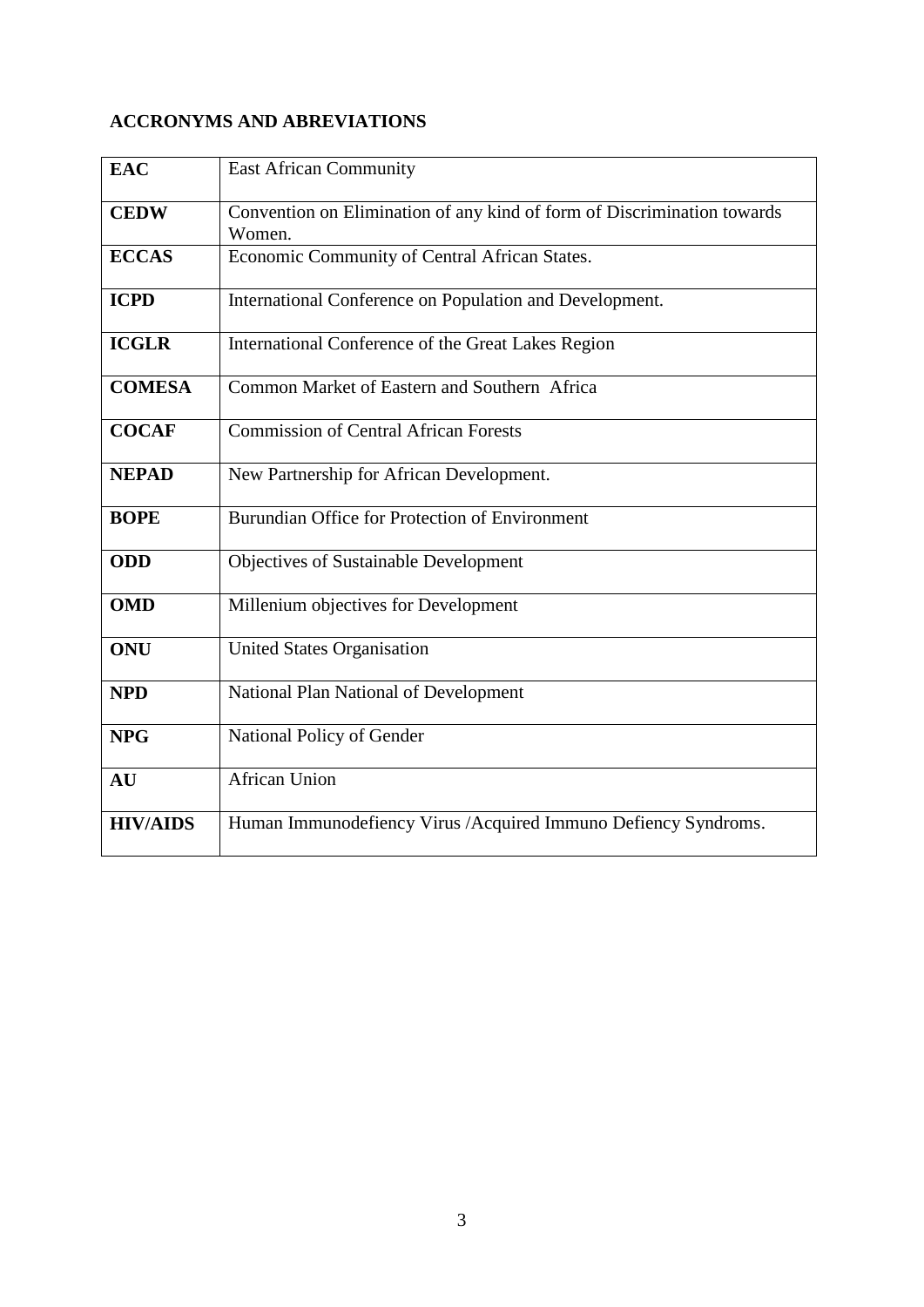**ACCRONYMS AND ABREVIATIONS**

| | |
|---|---|
| **EAC** | East African Community |
| **CEDW** | Convention on Elimination of any kind of form of Discrimination towards Women. |
| **ECCAS** | Economic Community of Central African States. |
| **ICPD** | International Conference on Population and Development. |
| **ICGLR** | International Conference of the Great Lakes Region |
| **COMESA** | Common Market of Eastern and Southern Africa |
| **COCAF** | Commission of Central African Forests |
| **NEPAD** | New Partnership for African Development. |
| **BOPE** | Burundian Office for Protection of Environment |
| **ODD** | Objectives of Sustainable Development |
| **OMD** | Millenium objectives for Development |
| **ONU** | United States Organisation |
| **NPD** | National Plan National of Development |
| **NPG** | National Policy of Gender |
| **AU** | African Union |
| **HIV/AIDS** | Human Immunodefiency Virus /Acquired Immuno Defiency Syndroms. |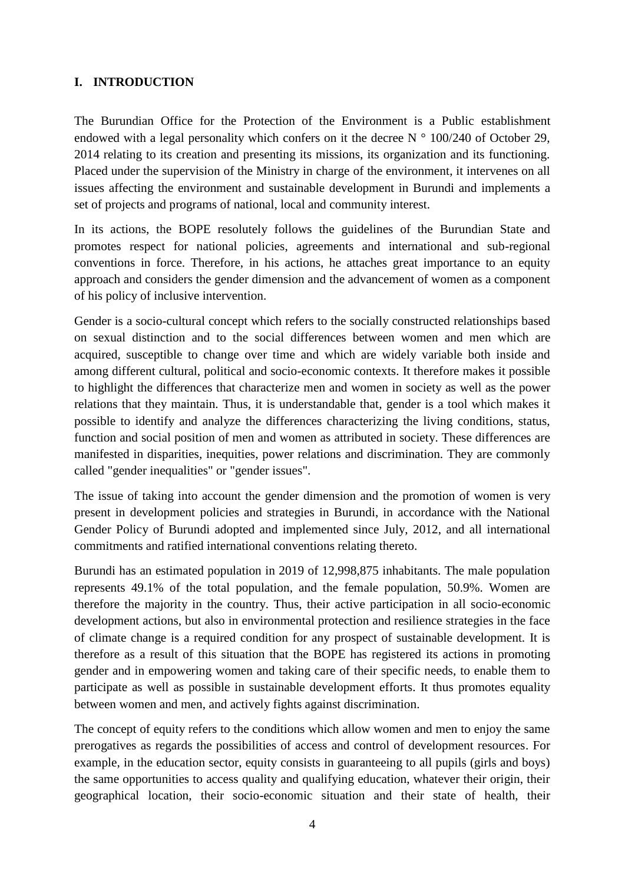## I. INTRODUCTION

The Burundian Office for the Protection of the Environment is a Public establishment endowed with a legal personality which confers on it the decree N ° 100/240 of October 29, 2014 relating to its creation and presenting its missions, its organization and its functioning. Placed under the supervision of the Ministry in charge of the environment, it intervenes on all issues affecting the environment and sustainable development in Burundi and implements a set of projects and programs of national, local and community interest.

In its actions, the BOPE resolutely follows the guidelines of the Burundian State and promotes respect for national policies, agreements and international and sub-regional conventions in force. Therefore, in his actions, he attaches great importance to an equity approach and considers the gender dimension and the advancement of women as a component of his policy of inclusive intervention.

Gender is a socio-cultural concept which refers to the socially constructed relationships based on sexual distinction and to the social differences between women and men which are acquired, susceptible to change over time and which are widely variable both inside and among different cultural, political and socio-economic contexts. It therefore makes it possible to highlight the differences that characterize men and women in society as well as the power relations that they maintain. Thus, it is understandable that, gender is a tool which makes it possible to identify and analyze the differences characterizing the living conditions, status, function and social position of men and women as attributed in society. These differences are manifested in disparities, inequities, power relations and discrimination. They are commonly called "gender inequalities" or "gender issues".

The issue of taking into account the gender dimension and the promotion of women is very present in development policies and strategies in Burundi, in accordance with the National Gender Policy of Burundi adopted and implemented since July, 2012, and all international commitments and ratified international conventions relating thereto.

Burundi has an estimated population in 2019 of 12,998,875 inhabitants. The male population represents 49.1% of the total population, and the female population, 50.9%. Women are therefore the majority in the country. Thus, their active participation in all socio-economic development actions, but also in environmental protection and resilience strategies in the face of climate change is a required condition for any prospect of sustainable development. It is therefore as a result of this situation that the BOPE has registered its actions in promoting gender and in empowering women and taking care of their specific needs, to enable them to participate as well as possible in sustainable development efforts. It thus promotes equality between women and men, and actively fights against discrimination.

The concept of equity refers to the conditions which allow women and men to enjoy the same prerogatives as regards the possibilities of access and control of development resources. For example, in the education sector, equity consists in guaranteeing to all pupils (girls and boys) the same opportunities to access quality and qualifying education, whatever their origin, their geographical location, their socio-economic situation and their state of health, their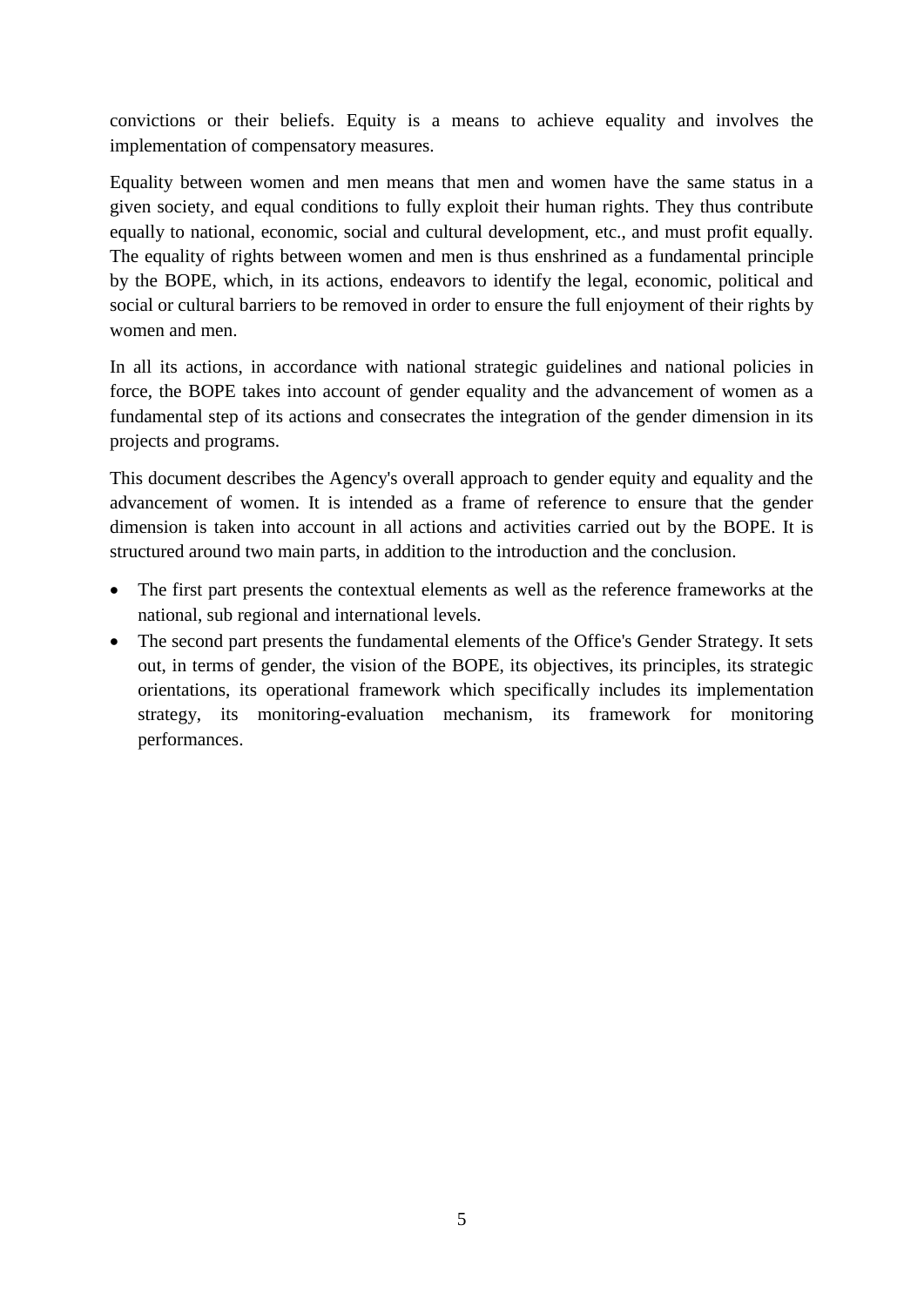convictions or their beliefs. Equity is a means to achieve equality and involves the implementation of compensatory measures.

Equality between women and men means that men and women have the same status in a given society, and equal conditions to fully exploit their human rights. They thus contribute equally to national, economic, social and cultural development, etc., and must profit equally. The equality of rights between women and men is thus enshrined as a fundamental principle by the BOPE, which, in its actions, endeavors to identify the legal, economic, political and social or cultural barriers to be removed in order to ensure the full enjoyment of their rights by women and men.

In all its actions, in accordance with national strategic guidelines and national policies in force, the BOPE takes into account of gender equality and the advancement of women as a fundamental step of its actions and consecrates the integration of the gender dimension in its projects and programs.

This document describes the Agency's overall approach to gender equity and equality and the advancement of women. It is intended as a frame of reference to ensure that the gender dimension is taken into account in all actions and activities carried out by the BOPE. It is structured around two main parts, in addition to the introduction and the conclusion.

- The first part presents the contextual elements as well as the reference frameworks at the national, sub regional and international levels.
- The second part presents the fundamental elements of the Office's Gender Strategy. It sets out, in terms of gender, the vision of the BOPE, its objectives, its principles, its strategic orientations, its operational framework which specifically includes its implementation strategy, its monitoring-evaluation mechanism, its framework for monitoring performances.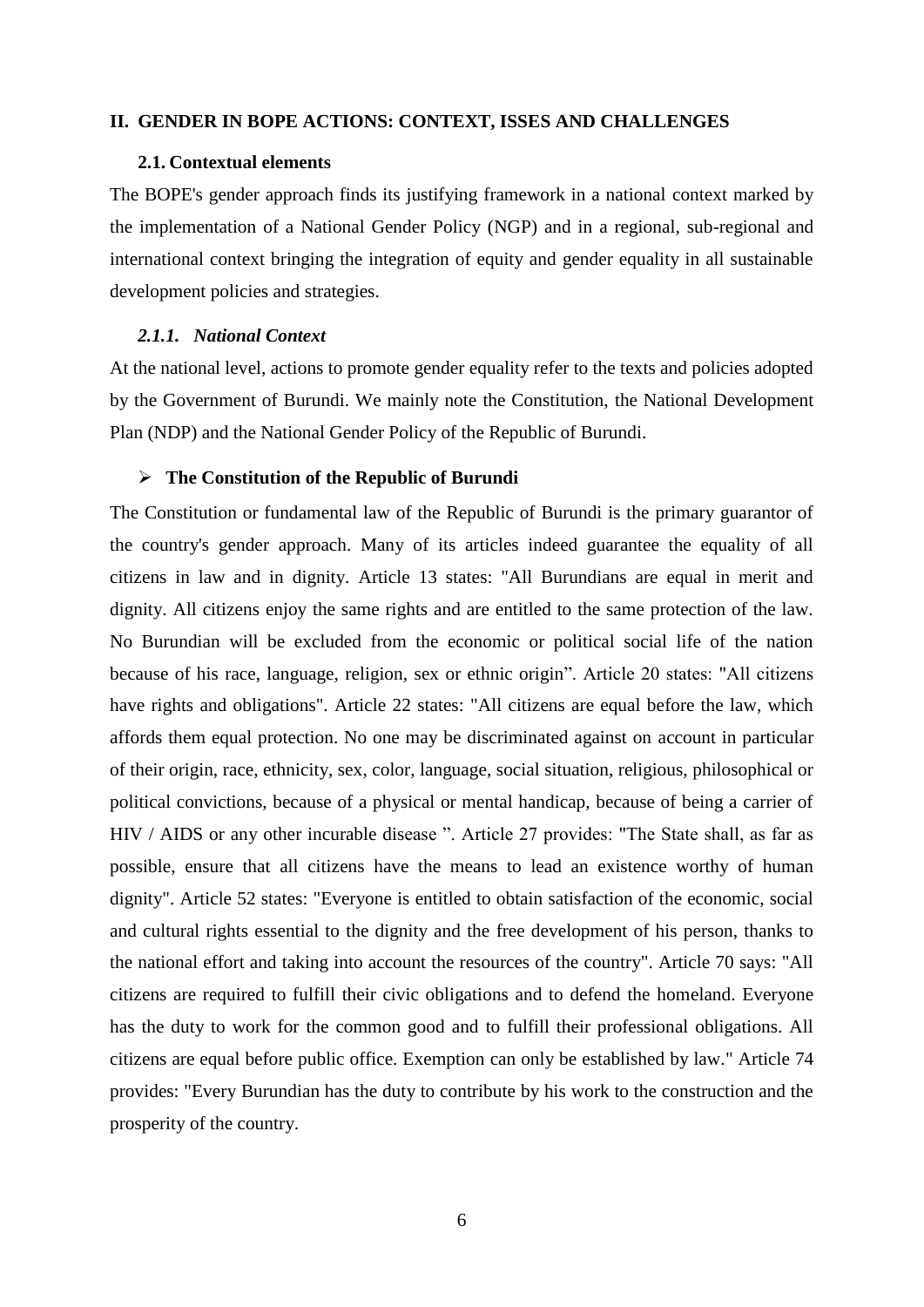## II. GENDER IN BOPE ACTIONS: CONTEXT, ISSES AND CHALLENGES

### 2.1. Contextual elements

The BOPE's gender approach finds its justifying framework in a national context marked by the implementation of a National Gender Policy (NGP) and in a regional, sub-regional and international context bringing the integration of equity and gender equality in all sustainable development policies and strategies.

#### *2.1.1. National Context*

At the national level, actions to promote gender equality refer to the texts and policies adopted by the Government of Burundi. We mainly note the Constitution, the National Development Plan (NDP) and the National Gender Policy of the Republic of Burundi.

- **The Constitution of the Republic of Burundi**

The Constitution or fundamental law of the Republic of Burundi is the primary guarantor of the country's gender approach. Many of its articles indeed guarantee the equality of all citizens in law and in dignity. Article 13 states: "All Burundians are equal in merit and dignity. All citizens enjoy the same rights and are entitled to the same protection of the law. No Burundian will be excluded from the economic or political social life of the nation because of his race, language, religion, sex or ethnic origin". Article 20 states: "All citizens have rights and obligations". Article 22 states: "All citizens are equal before the law, which affords them equal protection. No one may be discriminated against on account in particular of their origin, race, ethnicity, sex, color, language, social situation, religious, philosophical or political convictions, because of a physical or mental handicap, because of being a carrier of HIV / AIDS or any other incurable disease ". Article 27 provides: "The State shall, as far as possible, ensure that all citizens have the means to lead an existence worthy of human dignity". Article 52 states: "Everyone is entitled to obtain satisfaction of the economic, social and cultural rights essential to the dignity and the free development of his person, thanks to the national effort and taking into account the resources of the country". Article 70 says: "All citizens are required to fulfill their civic obligations and to defend the homeland. Everyone has the duty to work for the common good and to fulfill their professional obligations. All citizens are equal before public office. Exemption can only be established by law." Article 74 provides: "Every Burundian has the duty to contribute by his work to the construction and the prosperity of the country.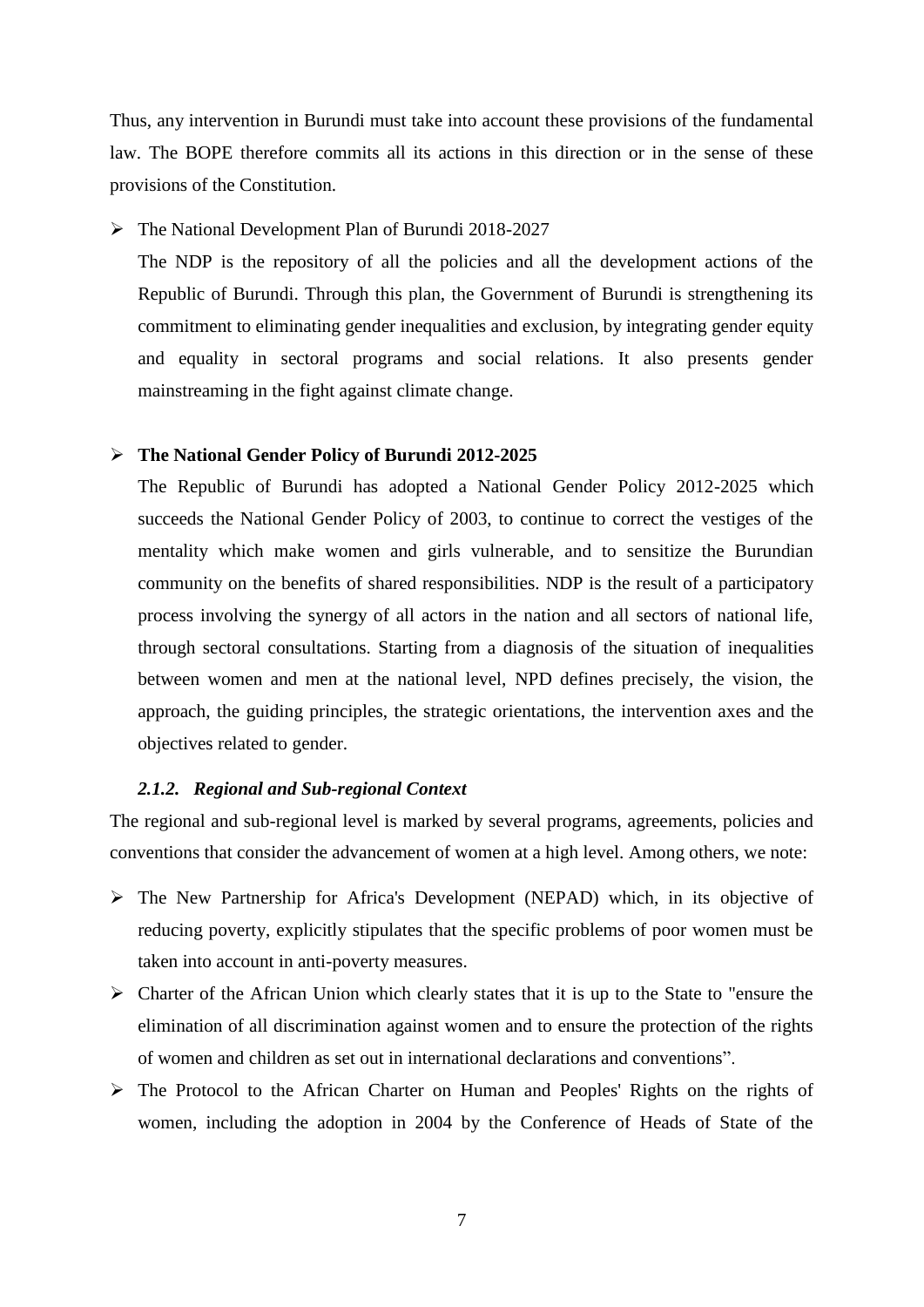Thus, any intervention in Burundi must take into account these provisions of the fundamental law. The BOPE therefore commits all its actions in this direction or in the sense of these provisions of the Constitution.

- The National Development Plan of Burundi 2018-2027

  The NDP is the repository of all the policies and all the development actions of the Republic of Burundi. Through this plan, the Government of Burundi is strengthening its commitment to eliminating gender inequalities and exclusion, by integrating gender equity and equality in sectoral programs and social relations. It also presents gender mainstreaming in the fight against climate change.

- **The National Gender Policy of Burundi 2012-2025**

  The Republic of Burundi has adopted a National Gender Policy 2012-2025 which succeeds the National Gender Policy of 2003, to continue to correct the vestiges of the mentality which make women and girls vulnerable, and to sensitize the Burundian community on the benefits of shared responsibilities. NDP is the result of a participatory process involving the synergy of all actors in the nation and all sectors of national life, through sectoral consultations. Starting from a diagnosis of the situation of inequalities between women and men at the national level, NPD defines precisely, the vision, the approach, the guiding principles, the strategic orientations, the intervention axes and the objectives related to gender.

#### *2.1.2. Regional and Sub-regional Context*

The regional and sub-regional level is marked by several programs, agreements, policies and conventions that consider the advancement of women at a high level. Among others, we note:

- The New Partnership for Africa's Development (NEPAD) which, in its objective of reducing poverty, explicitly stipulates that the specific problems of poor women must be taken into account in anti-poverty measures.
- Charter of the African Union which clearly states that it is up to the State to "ensure the elimination of all discrimination against women and to ensure the protection of the rights of women and children as set out in international declarations and conventions".
- The Protocol to the African Charter on Human and Peoples' Rights on the rights of women, including the adoption in 2004 by the Conference of Heads of State of the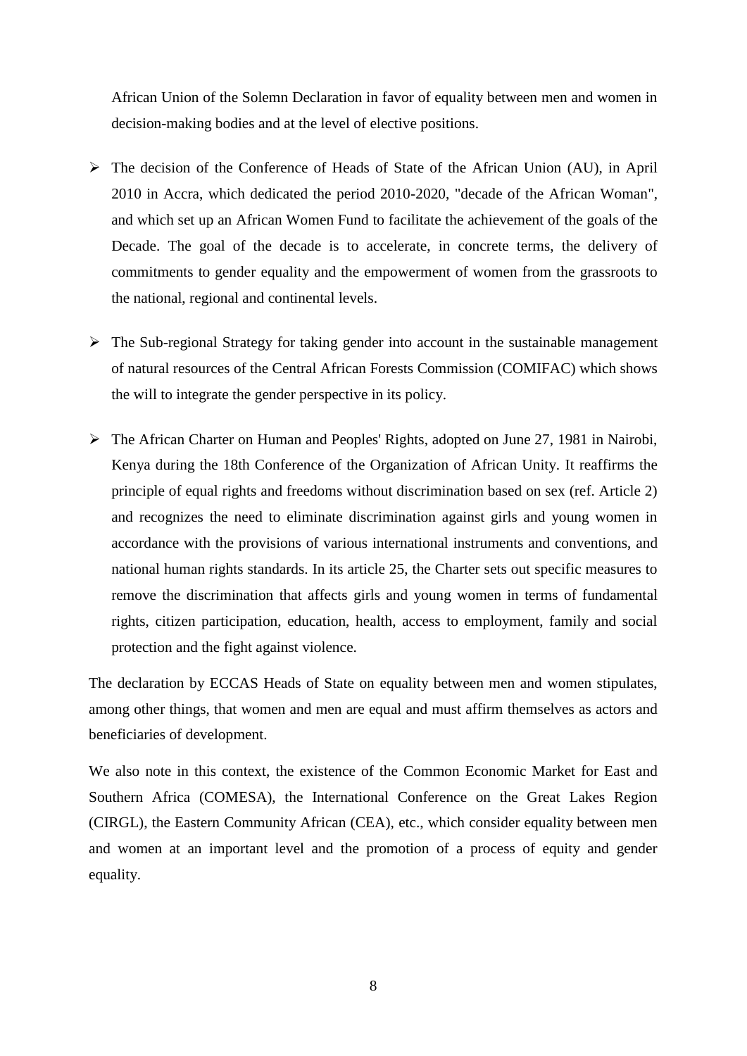African Union of the Solemn Declaration in favor of equality between men and women in decision-making bodies and at the level of elective positions.

- The decision of the Conference of Heads of State of the African Union (AU), in April 2010 in Accra, which dedicated the period 2010-2020, "decade of the African Woman", and which set up an African Women Fund to facilitate the achievement of the goals of the Decade. The goal of the decade is to accelerate, in concrete terms, the delivery of commitments to gender equality and the empowerment of women from the grassroots to the national, regional and continental levels.

- The Sub-regional Strategy for taking gender into account in the sustainable management of natural resources of the Central African Forests Commission (COMIFAC) which shows the will to integrate the gender perspective in its policy.

- The African Charter on Human and Peoples' Rights, adopted on June 27, 1981 in Nairobi, Kenya during the 18th Conference of the Organization of African Unity. It reaffirms the principle of equal rights and freedoms without discrimination based on sex (ref. Article 2) and recognizes the need to eliminate discrimination against girls and young women in accordance with the provisions of various international instruments and conventions, and national human rights standards. In its article 25, the Charter sets out specific measures to remove the discrimination that affects girls and young women in terms of fundamental rights, citizen participation, education, health, access to employment, family and social protection and the fight against violence.

The declaration by ECCAS Heads of State on equality between men and women stipulates, among other things, that women and men are equal and must affirm themselves as actors and beneficiaries of development.

We also note in this context, the existence of the Common Economic Market for East and Southern Africa (COMESA), the International Conference on the Great Lakes Region (CIRGL), the Eastern Community African (CEA), etc., which consider equality between men and women at an important level and the promotion of a process of equity and gender equality.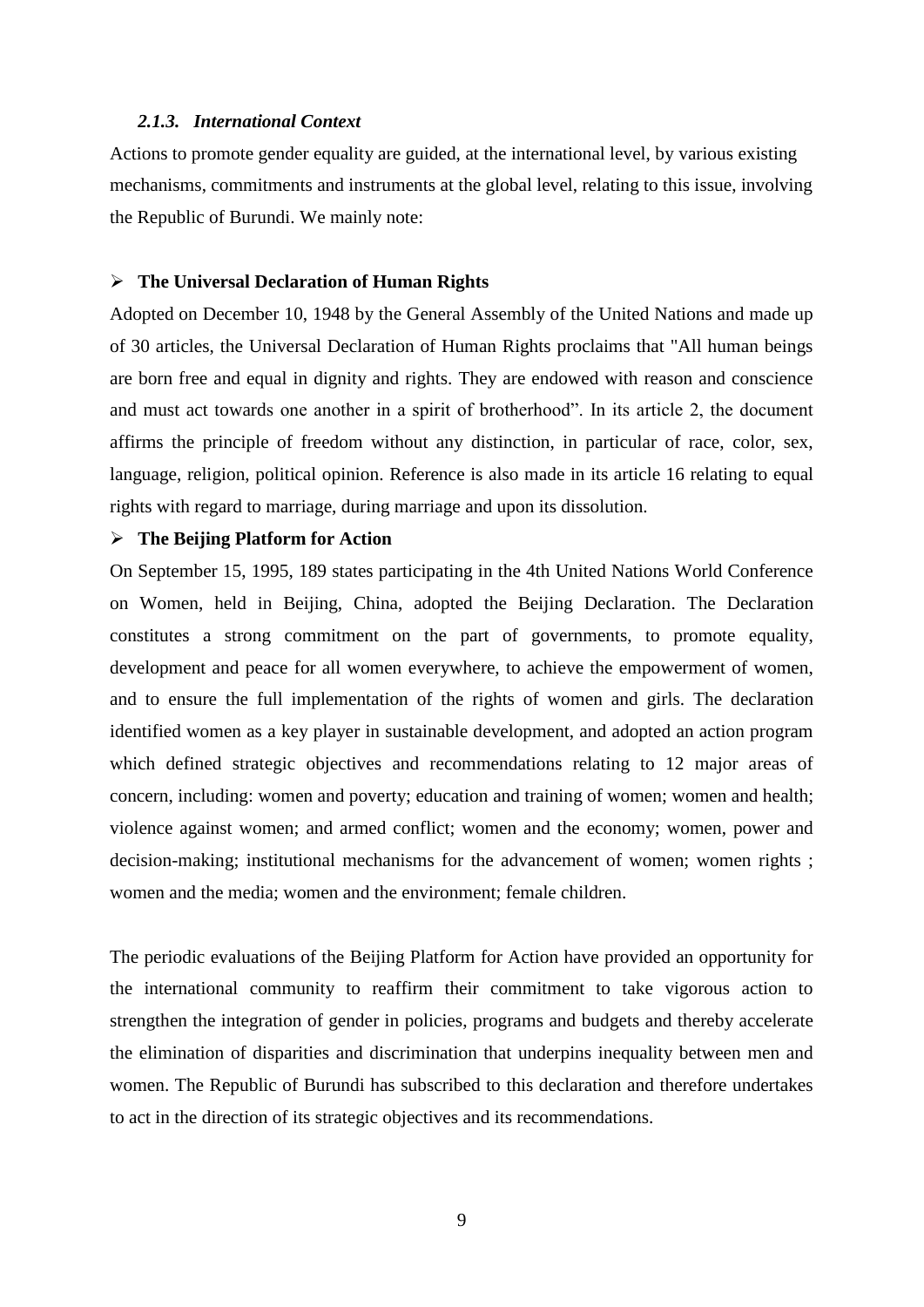### *2.1.3. International Context*

Actions to promote gender equality are guided, at the international level, by various existing mechanisms, commitments and instruments at the global level, relating to this issue, involving the Republic of Burundi. We mainly note:

- **The Universal Declaration of Human Rights**

Adopted on December 10, 1948 by the General Assembly of the United Nations and made up of 30 articles, the Universal Declaration of Human Rights proclaims that "All human beings are born free and equal in dignity and rights. They are endowed with reason and conscience and must act towards one another in a spirit of brotherhood". In its article 2, the document affirms the principle of freedom without any distinction, in particular of race, color, sex, language, religion, political opinion. Reference is also made in its article 16 relating to equal rights with regard to marriage, during marriage and upon its dissolution.

- **The Beijing Platform for Action**

On September 15, 1995, 189 states participating in the 4th United Nations World Conference on Women, held in Beijing, China, adopted the Beijing Declaration. The Declaration constitutes a strong commitment on the part of governments, to promote equality, development and peace for all women everywhere, to achieve the empowerment of women, and to ensure the full implementation of the rights of women and girls. The declaration identified women as a key player in sustainable development, and adopted an action program which defined strategic objectives and recommendations relating to 12 major areas of concern, including: women and poverty; education and training of women; women and health; violence against women; and armed conflict; women and the economy; women, power and decision-making; institutional mechanisms for the advancement of women; women rights ; women and the media; women and the environment; female children.

The periodic evaluations of the Beijing Platform for Action have provided an opportunity for the international community to reaffirm their commitment to take vigorous action to strengthen the integration of gender in policies, programs and budgets and thereby accelerate the elimination of disparities and discrimination that underpins inequality between men and women. The Republic of Burundi has subscribed to this declaration and therefore undertakes to act in the direction of its strategic objectives and its recommendations.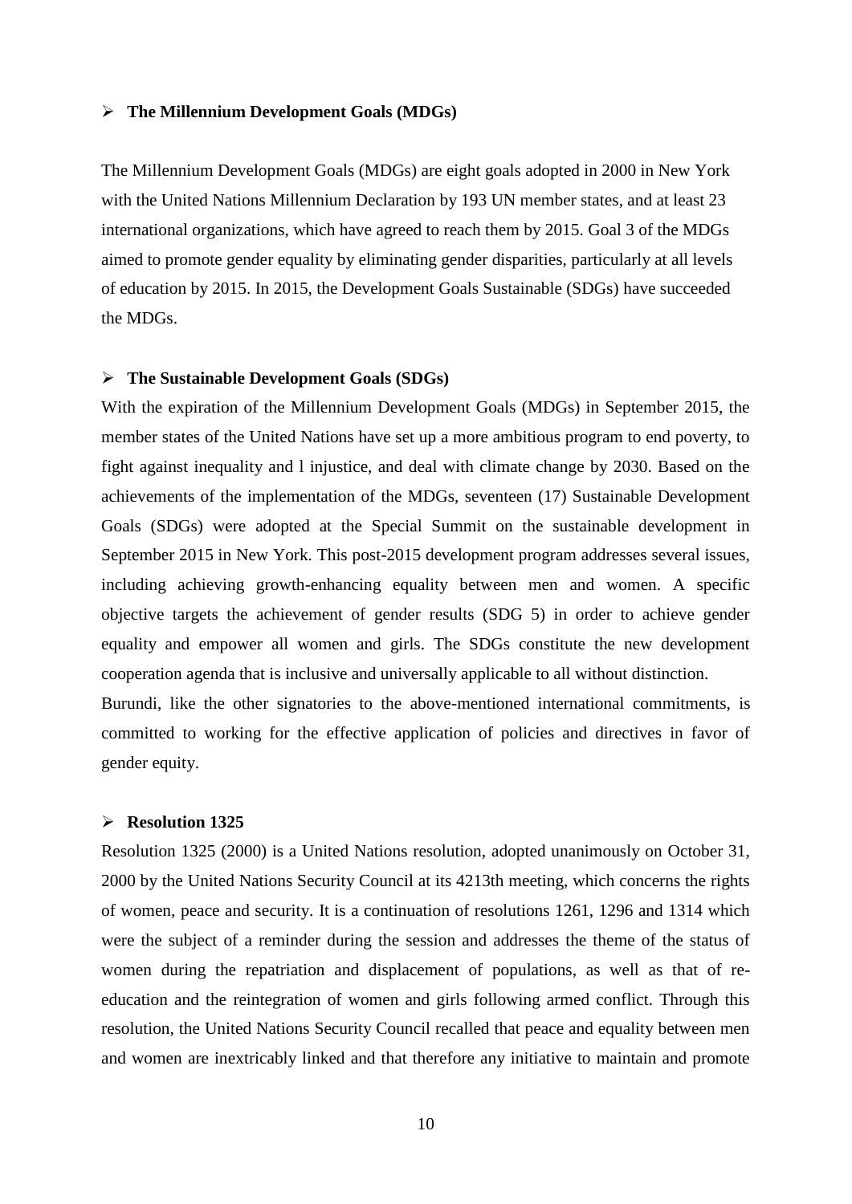- **The Millennium Development Goals (MDGs)**

The Millennium Development Goals (MDGs) are eight goals adopted in 2000 in New York with the United Nations Millennium Declaration by 193 UN member states, and at least 23 international organizations, which have agreed to reach them by 2015. Goal 3 of the MDGs aimed to promote gender equality by eliminating gender disparities, particularly at all levels of education by 2015. In 2015, the Development Goals Sustainable (SDGs) have succeeded the MDGs.

- **The Sustainable Development Goals (SDGs)**

With the expiration of the Millennium Development Goals (MDGs) in September 2015, the member states of the United Nations have set up a more ambitious program to end poverty, to fight against inequality and l injustice, and deal with climate change by 2030. Based on the achievements of the implementation of the MDGs, seventeen (17) Sustainable Development Goals (SDGs) were adopted at the Special Summit on the sustainable development in September 2015 in New York. This post-2015 development program addresses several issues, including achieving growth-enhancing equality between men and women. A specific objective targets the achievement of gender results (SDG 5) in order to achieve gender equality and empower all women and girls. The SDGs constitute the new development cooperation agenda that is inclusive and universally applicable to all without distinction.

Burundi, like the other signatories to the above-mentioned international commitments, is committed to working for the effective application of policies and directives in favor of gender equity.

- **Resolution 1325**

Resolution 1325 (2000) is a United Nations resolution, adopted unanimously on October 31, 2000 by the United Nations Security Council at its 4213th meeting, which concerns the rights of women, peace and security. It is a continuation of resolutions 1261, 1296 and 1314 which were the subject of a reminder during the session and addresses the theme of the status of women during the repatriation and displacement of populations, as well as that of re-education and the reintegration of women and girls following armed conflict. Through this resolution, the United Nations Security Council recalled that peace and equality between men and women are inextricably linked and that therefore any initiative to maintain and promote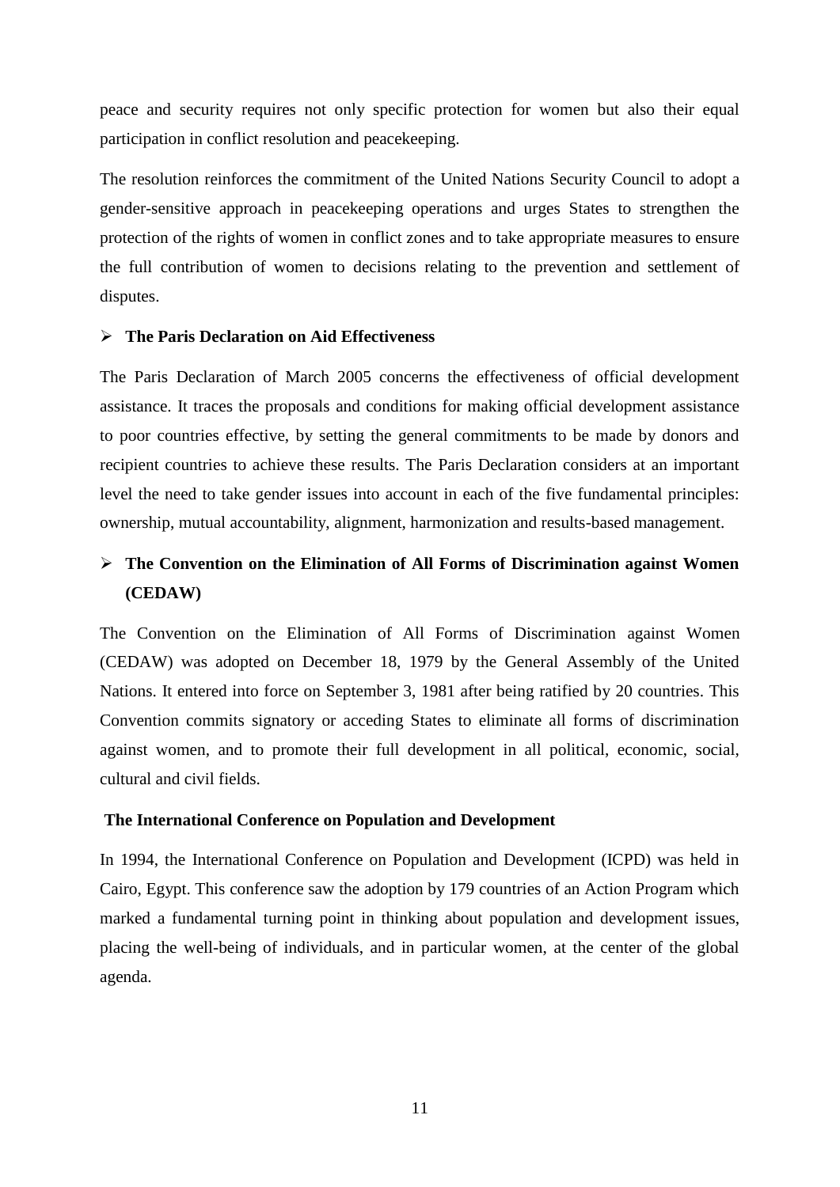peace and security requires not only specific protection for women but also their equal participation in conflict resolution and peacekeeping.

The resolution reinforces the commitment of the United Nations Security Council to adopt a gender-sensitive approach in peacekeeping operations and urges States to strengthen the protection of the rights of women in conflict zones and to take appropriate measures to ensure the full contribution of women to decisions relating to the prevention and settlement of disputes.

- **The Paris Declaration on Aid Effectiveness**

The Paris Declaration of March 2005 concerns the effectiveness of official development assistance. It traces the proposals and conditions for making official development assistance to poor countries effective, by setting the general commitments to be made by donors and recipient countries to achieve these results. The Paris Declaration considers at an important level the need to take gender issues into account in each of the five fundamental principles: ownership, mutual accountability, alignment, harmonization and results-based management.

- **The Convention on the Elimination of All Forms of Discrimination against Women (CEDAW)**

The Convention on the Elimination of All Forms of Discrimination against Women (CEDAW) was adopted on December 18, 1979 by the General Assembly of the United Nations. It entered into force on September 3, 1981 after being ratified by 20 countries. This Convention commits signatory or acceding States to eliminate all forms of discrimination against women, and to promote their full development in all political, economic, social, cultural and civil fields.

**The International Conference on Population and Development**

In 1994, the International Conference on Population and Development (ICPD) was held in Cairo, Egypt. This conference saw the adoption by 179 countries of an Action Program which marked a fundamental turning point in thinking about population and development issues, placing the well-being of individuals, and in particular women, at the center of the global agenda.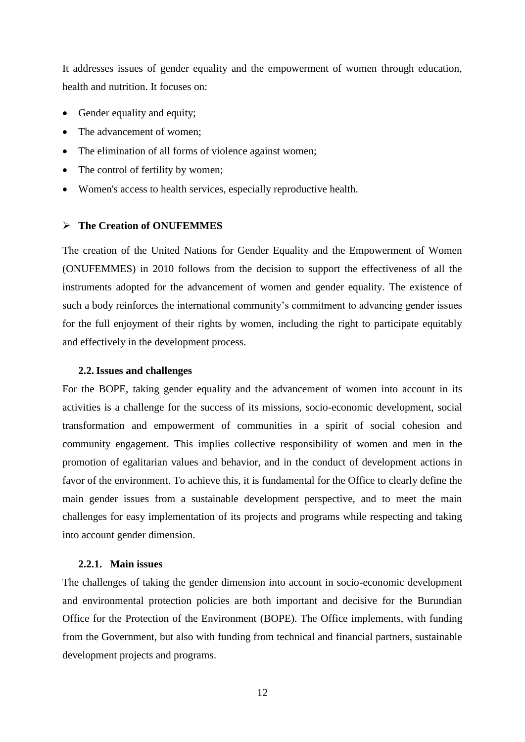It addresses issues of gender equality and the empowerment of women through education, health and nutrition. It focuses on:

- Gender equality and equity;
- The advancement of women;
- The elimination of all forms of violence against women;
- The control of fertility by women;
- Women's access to health services, especially reproductive health.

- **The Creation of ONUFEMMES**

The creation of the United Nations for Gender Equality and the Empowerment of Women (ONUFEMMES) in 2010 follows from the decision to support the effectiveness of all the instruments adopted for the advancement of women and gender equality. The existence of such a body reinforces the international community's commitment to advancing gender issues for the full enjoyment of their rights by women, including the right to participate equitably and effectively in the development process.

### 2.2. Issues and challenges

For the BOPE, taking gender equality and the advancement of women into account in its activities is a challenge for the success of its missions, socio-economic development, social transformation and empowerment of communities in a spirit of social cohesion and community engagement. This implies collective responsibility of women and men in the promotion of egalitarian values and behavior, and in the conduct of development actions in favor of the environment. To achieve this, it is fundamental for the Office to clearly define the main gender issues from a sustainable development perspective, and to meet the main challenges for easy implementation of its projects and programs while respecting and taking into account gender dimension.

#### 2.2.1. Main issues

The challenges of taking the gender dimension into account in socio-economic development and environmental protection policies are both important and decisive for the Burundian Office for the Protection of the Environment (BOPE). The Office implements, with funding from the Government, but also with funding from technical and financial partners, sustainable development projects and programs.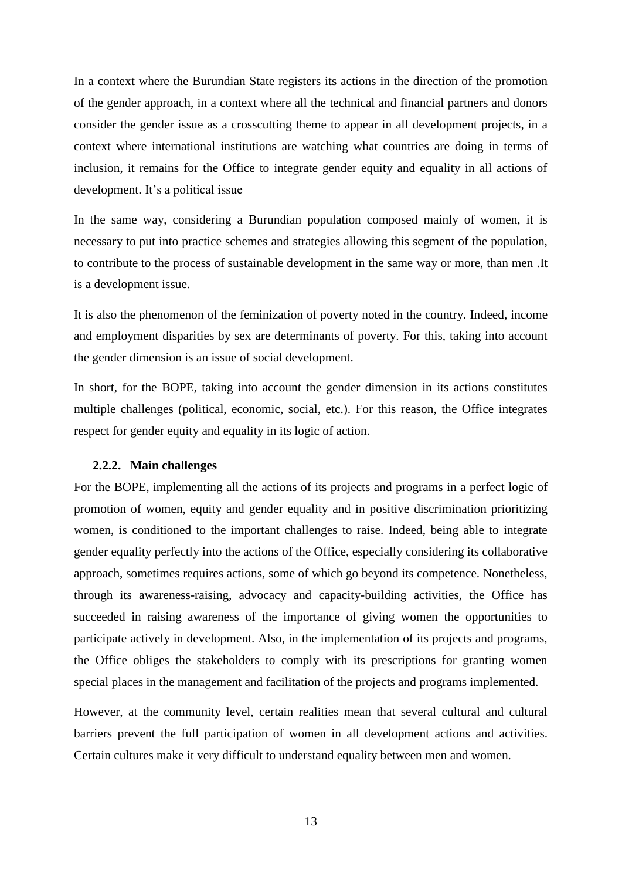In a context where the Burundian State registers its actions in the direction of the promotion of the gender approach, in a context where all the technical and financial partners and donors consider the gender issue as a crosscutting theme to appear in all development projects, in a context where international institutions are watching what countries are doing in terms of inclusion, it remains for the Office to integrate gender equity and equality in all actions of development. It's a political issue

In the same way, considering a Burundian population composed mainly of women, it is necessary to put into practice schemes and strategies allowing this segment of the population, to contribute to the process of sustainable development in the same way or more, than men .It is a development issue.

It is also the phenomenon of the feminization of poverty noted in the country. Indeed, income and employment disparities by sex are determinants of poverty. For this, taking into account the gender dimension is an issue of social development.

In short, for the BOPE, taking into account the gender dimension in its actions constitutes multiple challenges (political, economic, social, etc.). For this reason, the Office integrates respect for gender equity and equality in its logic of action.

### 2.2.2. Main challenges

For the BOPE, implementing all the actions of its projects and programs in a perfect logic of promotion of women, equity and gender equality and in positive discrimination prioritizing women, is conditioned to the important challenges to raise. Indeed, being able to integrate gender equality perfectly into the actions of the Office, especially considering its collaborative approach, sometimes requires actions, some of which go beyond its competence. Nonetheless, through its awareness-raising, advocacy and capacity-building activities, the Office has succeeded in raising awareness of the importance of giving women the opportunities to participate actively in development. Also, in the implementation of its projects and programs, the Office obliges the stakeholders to comply with its prescriptions for granting women special places in the management and facilitation of the projects and programs implemented.

However, at the community level, certain realities mean that several cultural and cultural barriers prevent the full participation of women in all development actions and activities. Certain cultures make it very difficult to understand equality between men and women.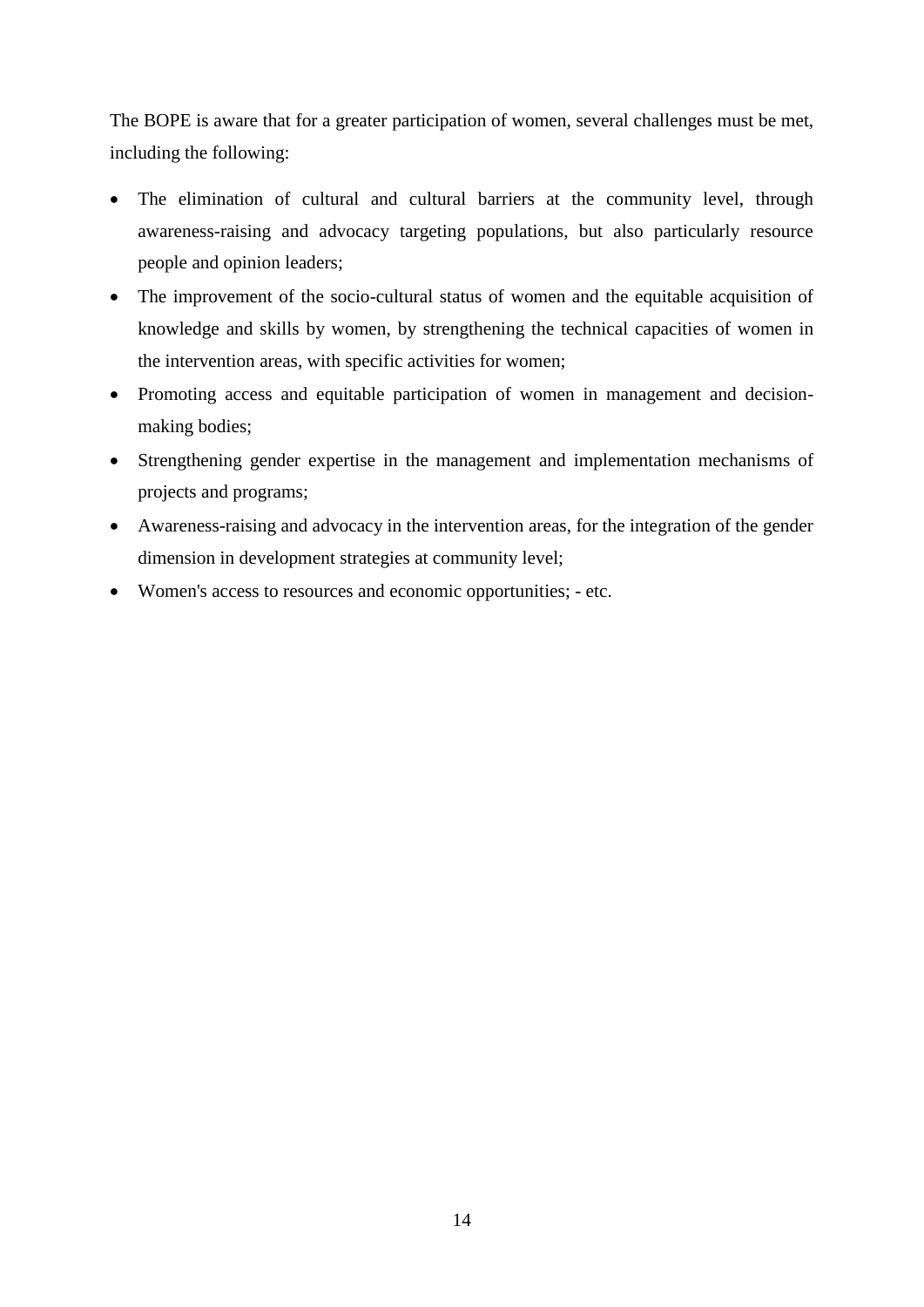The BOPE is aware that for a greater participation of women, several challenges must be met, including the following:

- The elimination of cultural and cultural barriers at the community level, through awareness-raising and advocacy targeting populations, but also particularly resource people and opinion leaders;
- The improvement of the socio-cultural status of women and the equitable acquisition of knowledge and skills by women, by strengthening the technical capacities of women in the intervention areas, with specific activities for women;
- Promoting access and equitable participation of women in management and decision-making bodies;
- Strengthening gender expertise in the management and implementation mechanisms of projects and programs;
- Awareness-raising and advocacy in the intervention areas, for the integration of the gender dimension in development strategies at community level;
- Women's access to resources and economic opportunities; - etc.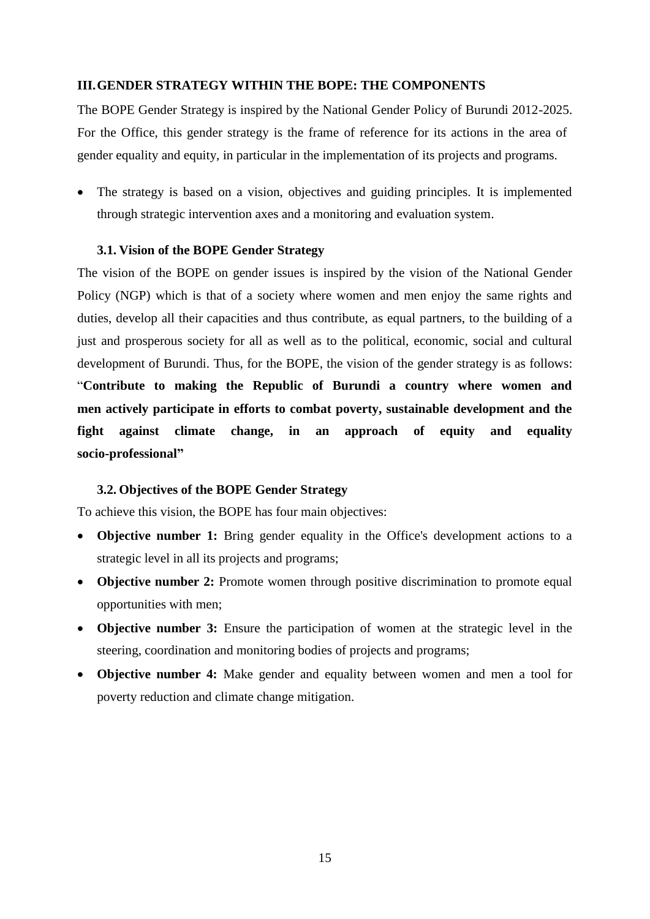## III. GENDER STRATEGY WITHIN THE BOPE: THE COMPONENTS

The BOPE Gender Strategy is inspired by the National Gender Policy of Burundi 2012-2025. For the Office, this gender strategy is the frame of reference for its actions in the area of gender equality and equity, in particular in the implementation of its projects and programs.

- The strategy is based on a vision, objectives and guiding principles. It is implemented through strategic intervention axes and a monitoring and evaluation system.

### 3.1. Vision of the BOPE Gender Strategy

The vision of the BOPE on gender issues is inspired by the vision of the National Gender Policy (NGP) which is that of a society where women and men enjoy the same rights and duties, develop all their capacities and thus contribute, as equal partners, to the building of a just and prosperous society for all as well as to the political, economic, social and cultural development of Burundi. Thus, for the BOPE, the vision of the gender strategy is as follows: "**Contribute to making the Republic of Burundi a country where women and men actively participate in efforts to combat poverty, sustainable development and the fight against climate change, in an approach of equity and equality socio-professional"**

### 3.2. Objectives of the BOPE Gender Strategy

To achieve this vision, the BOPE has four main objectives:

- **Objective number 1:** Bring gender equality in the Office's development actions to a strategic level in all its projects and programs;
- **Objective number 2:** Promote women through positive discrimination to promote equal opportunities with men;
- **Objective number 3:** Ensure the participation of women at the strategic level in the steering, coordination and monitoring bodies of projects and programs;
- **Objective number 4:** Make gender and equality between women and men a tool for poverty reduction and climate change mitigation.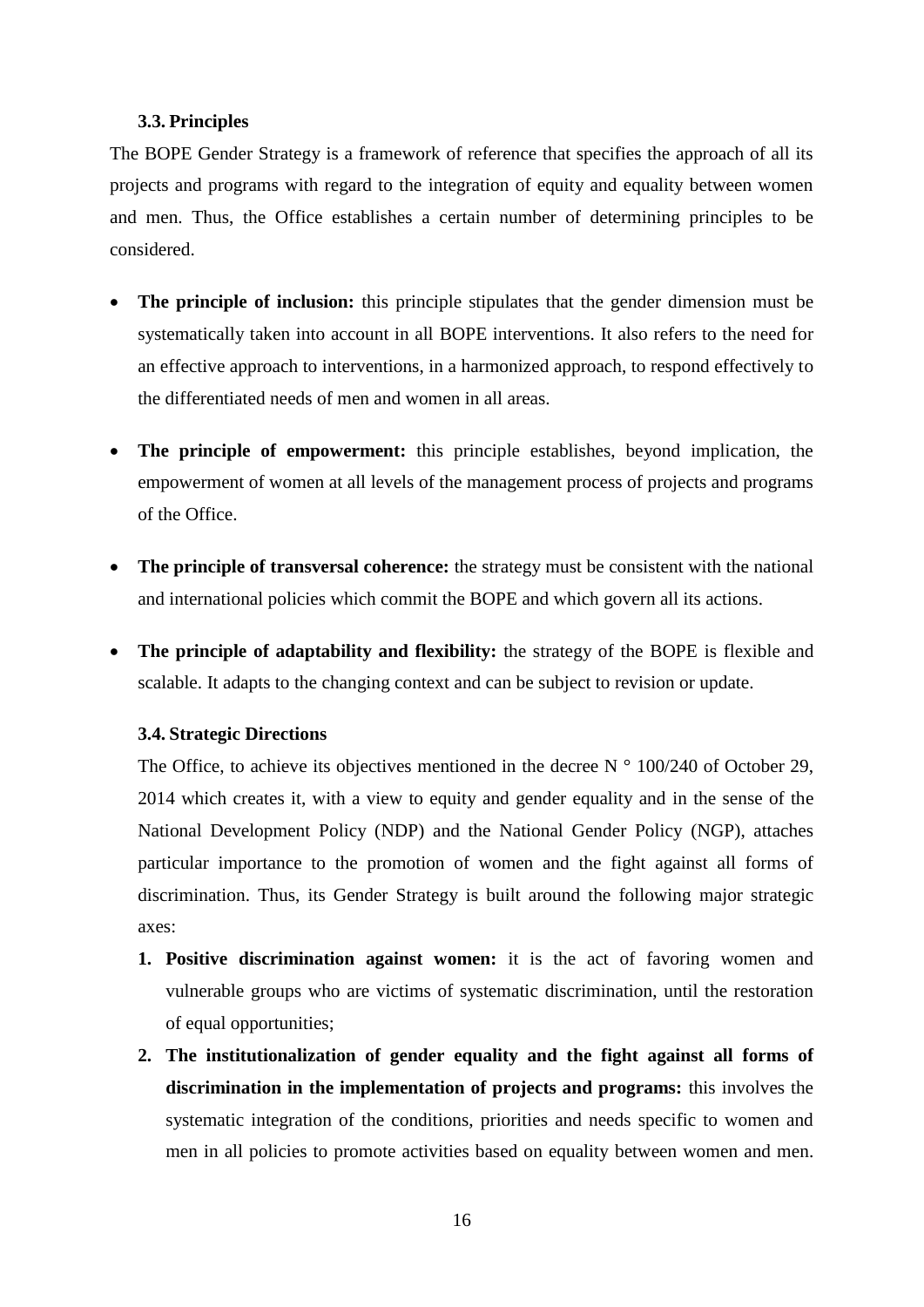### 3.3. Principles

The BOPE Gender Strategy is a framework of reference that specifies the approach of all its projects and programs with regard to the integration of equity and equality between women and men. Thus, the Office establishes a certain number of determining principles to be considered.

- **The principle of inclusion:** this principle stipulates that the gender dimension must be systematically taken into account in all BOPE interventions. It also refers to the need for an effective approach to interventions, in a harmonized approach, to respond effectively to the differentiated needs of men and women in all areas.
- **The principle of empowerment:** this principle establishes, beyond implication, the empowerment of women at all levels of the management process of projects and programs of the Office.
- **The principle of transversal coherence:** the strategy must be consistent with the national and international policies which commit the BOPE and which govern all its actions.
- **The principle of adaptability and flexibility:** the strategy of the BOPE is flexible and scalable. It adapts to the changing context and can be subject to revision or update.

### 3.4. Strategic Directions

The Office, to achieve its objectives mentioned in the decree N ° 100/240 of October 29, 2014 which creates it, with a view to equity and gender equality and in the sense of the National Development Policy (NDP) and the National Gender Policy (NGP), attaches particular importance to the promotion of women and the fight against all forms of discrimination. Thus, its Gender Strategy is built around the following major strategic axes:

1. **Positive discrimination against women:** it is the act of favoring women and vulnerable groups who are victims of systematic discrimination, until the restoration of equal opportunities;
2. **The institutionalization of gender equality and the fight against all forms of discrimination in the implementation of projects and programs:** this involves the systematic integration of the conditions, priorities and needs specific to women and men in all policies to promote activities based on equality between women and men.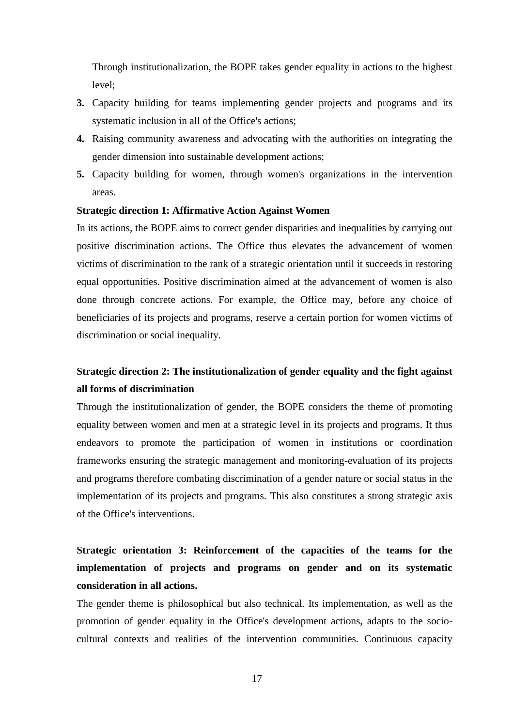Through institutionalization, the BOPE takes gender equality in actions to the highest level;

3. Capacity building for teams implementing gender projects and programs and its systematic inclusion in all of the Office's actions;
4. Raising community awareness and advocating with the authorities on integrating the gender dimension into sustainable development actions;
5. Capacity building for women, through women's organizations in the intervention areas.

**Strategic direction 1: Affirmative Action Against Women**

In its actions, the BOPE aims to correct gender disparities and inequalities by carrying out positive discrimination actions. The Office thus elevates the advancement of women victims of discrimination to the rank of a strategic orientation until it succeeds in restoring equal opportunities. Positive discrimination aimed at the advancement of women is also done through concrete actions. For example, the Office may, before any choice of beneficiaries of its projects and programs, reserve a certain portion for women victims of discrimination or social inequality.

**Strategic direction 2: The institutionalization of gender equality and the fight against all forms of discrimination**

Through the institutionalization of gender, the BOPE considers the theme of promoting equality between women and men at a strategic level in its projects and programs. It thus endeavors to promote the participation of women in institutions or coordination frameworks ensuring the strategic management and monitoring-evaluation of its projects and programs therefore combating discrimination of a gender nature or social status in the implementation of its projects and programs. This also constitutes a strong strategic axis of the Office's interventions.

**Strategic orientation 3: Reinforcement of the capacities of the teams for the implementation of projects and programs on gender and on its systematic consideration in all actions.**

The gender theme is philosophical but also technical. Its implementation, as well as the promotion of gender equality in the Office's development actions, adapts to the socio-cultural contexts and realities of the intervention communities. Continuous capacity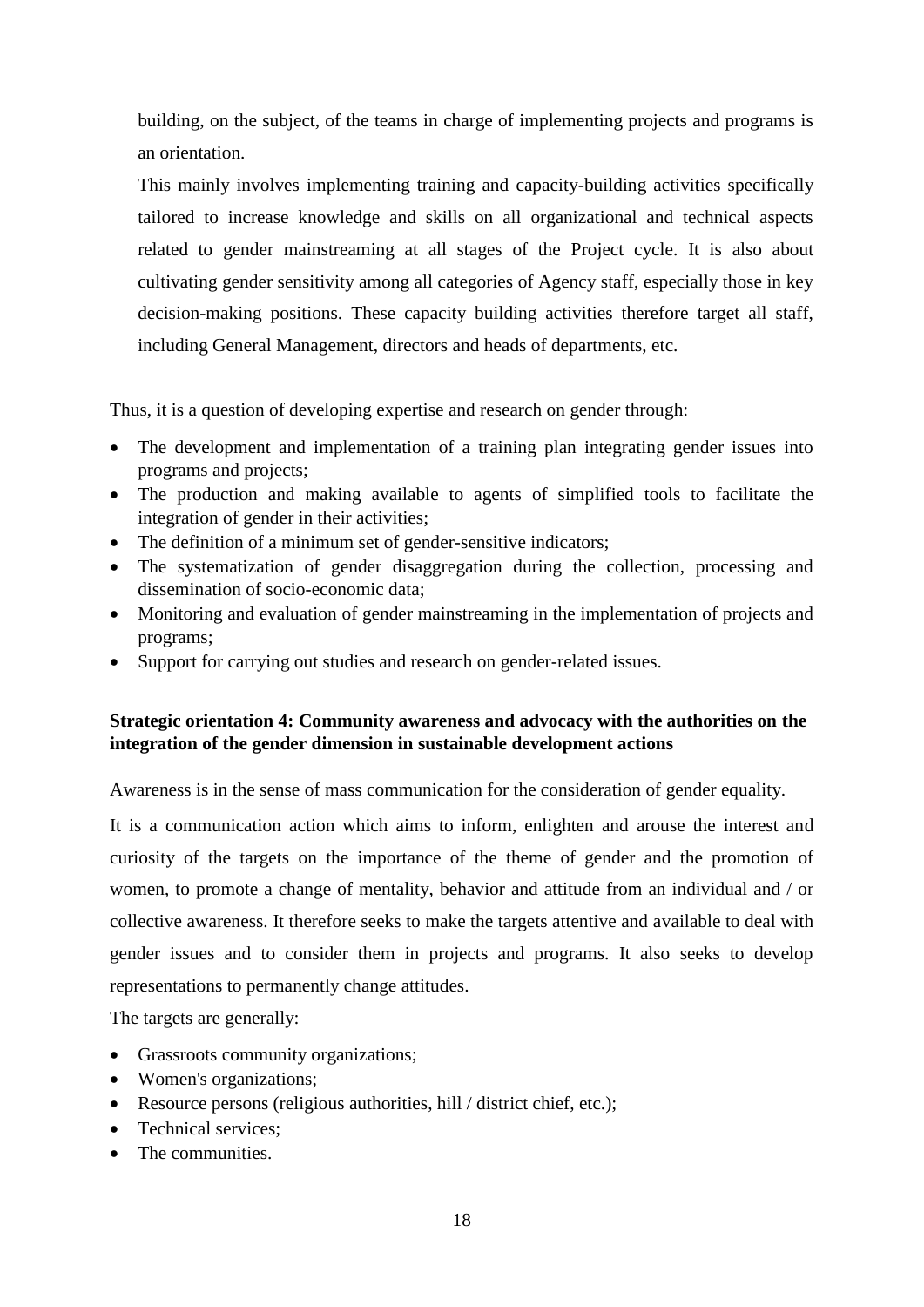building, on the subject, of the teams in charge of implementing projects and programs is an orientation.

This mainly involves implementing training and capacity-building activities specifically tailored to increase knowledge and skills on all organizational and technical aspects related to gender mainstreaming at all stages of the Project cycle. It is also about cultivating gender sensitivity among all categories of Agency staff, especially those in key decision-making positions. These capacity building activities therefore target all staff, including General Management, directors and heads of departments, etc.

Thus, it is a question of developing expertise and research on gender through:

- The development and implementation of a training plan integrating gender issues into programs and projects;
- The production and making available to agents of simplified tools to facilitate the integration of gender in their activities;
- The definition of a minimum set of gender-sensitive indicators;
- The systematization of gender disaggregation during the collection, processing and dissemination of socio-economic data;
- Monitoring and evaluation of gender mainstreaming in the implementation of projects and programs;
- Support for carrying out studies and research on gender-related issues.

**Strategic orientation 4: Community awareness and advocacy with the authorities on the integration of the gender dimension in sustainable development actions**

Awareness is in the sense of mass communication for the consideration of gender equality.

It is a communication action which aims to inform, enlighten and arouse the interest and curiosity of the targets on the importance of the theme of gender and the promotion of women, to promote a change of mentality, behavior and attitude from an individual and / or collective awareness. It therefore seeks to make the targets attentive and available to deal with gender issues and to consider them in projects and programs. It also seeks to develop representations to permanently change attitudes.

The targets are generally:

- Grassroots community organizations;
- Women's organizations;
- Resource persons (religious authorities, hill / district chief, etc.);
- Technical services;
- The communities.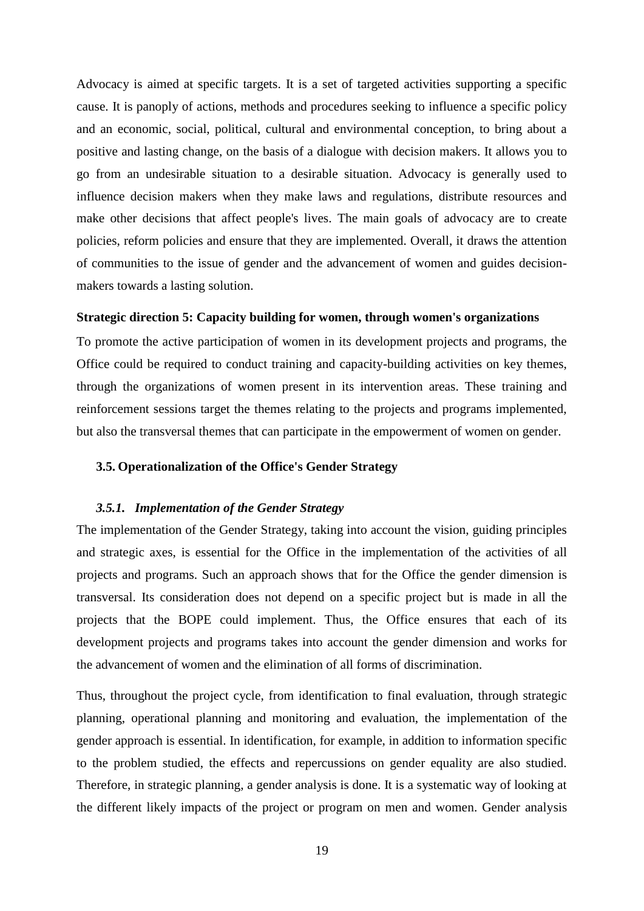Advocacy is aimed at specific targets. It is a set of targeted activities supporting a specific cause. It is panoply of actions, methods and procedures seeking to influence a specific policy and an economic, social, political, cultural and environmental conception, to bring about a positive and lasting change, on the basis of a dialogue with decision makers. It allows you to go from an undesirable situation to a desirable situation. Advocacy is generally used to influence decision makers when they make laws and regulations, distribute resources and make other decisions that affect people's lives. The main goals of advocacy are to create policies, reform policies and ensure that they are implemented. Overall, it draws the attention of communities to the issue of gender and the advancement of women and guides decision-makers towards a lasting solution.

**Strategic direction 5: Capacity building for women, through women's organizations**

To promote the active participation of women in its development projects and programs, the Office could be required to conduct training and capacity-building activities on key themes, through the organizations of women present in its intervention areas. These training and reinforcement sessions target the themes relating to the projects and programs implemented, but also the transversal themes that can participate in the empowerment of women on gender.

## 3.5. Operationalization of the Office's Gender Strategy

### *3.5.1. Implementation of the Gender Strategy*

The implementation of the Gender Strategy, taking into account the vision, guiding principles and strategic axes, is essential for the Office in the implementation of the activities of all projects and programs. Such an approach shows that for the Office the gender dimension is transversal. Its consideration does not depend on a specific project but is made in all the projects that the BOPE could implement. Thus, the Office ensures that each of its development projects and programs takes into account the gender dimension and works for the advancement of women and the elimination of all forms of discrimination.

Thus, throughout the project cycle, from identification to final evaluation, through strategic planning, operational planning and monitoring and evaluation, the implementation of the gender approach is essential. In identification, for example, in addition to information specific to the problem studied, the effects and repercussions on gender equality are also studied. Therefore, in strategic planning, a gender analysis is done. It is a systematic way of looking at the different likely impacts of the project or program on men and women. Gender analysis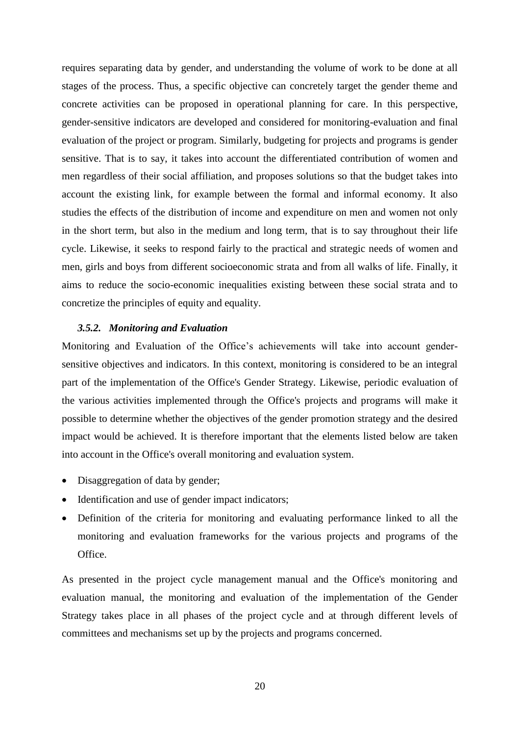requires separating data by gender, and understanding the volume of work to be done at all stages of the process. Thus, a specific objective can concretely target the gender theme and concrete activities can be proposed in operational planning for care. In this perspective, gender-sensitive indicators are developed and considered for monitoring-evaluation and final evaluation of the project or program. Similarly, budgeting for projects and programs is gender sensitive. That is to say, it takes into account the differentiated contribution of women and men regardless of their social affiliation, and proposes solutions so that the budget takes into account the existing link, for example between the formal and informal economy. It also studies the effects of the distribution of income and expenditure on men and women not only in the short term, but also in the medium and long term, that is to say throughout their life cycle. Likewise, it seeks to respond fairly to the practical and strategic needs of women and men, girls and boys from different socioeconomic strata and from all walks of life. Finally, it aims to reduce the socio-economic inequalities existing between these social strata and to concretize the principles of equity and equality.

#### *3.5.2. Monitoring and Evaluation*

Monitoring and Evaluation of the Office's achievements will take into account gender-sensitive objectives and indicators. In this context, monitoring is considered to be an integral part of the implementation of the Office's Gender Strategy. Likewise, periodic evaluation of the various activities implemented through the Office's projects and programs will make it possible to determine whether the objectives of the gender promotion strategy and the desired impact would be achieved. It is therefore important that the elements listed below are taken into account in the Office's overall monitoring and evaluation system.

- Disaggregation of data by gender;
- Identification and use of gender impact indicators;
- Definition of the criteria for monitoring and evaluating performance linked to all the monitoring and evaluation frameworks for the various projects and programs of the Office.

As presented in the project cycle management manual and the Office's monitoring and evaluation manual, the monitoring and evaluation of the implementation of the Gender Strategy takes place in all phases of the project cycle and at through different levels of committees and mechanisms set up by the projects and programs concerned.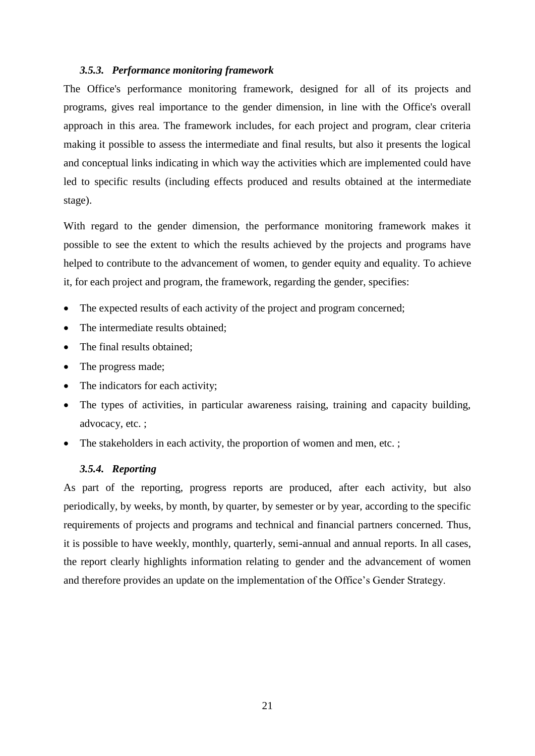### *3.5.3. Performance monitoring framework*

The Office's performance monitoring framework, designed for all of its projects and programs, gives real importance to the gender dimension, in line with the Office's overall approach in this area. The framework includes, for each project and program, clear criteria making it possible to assess the intermediate and final results, but also it presents the logical and conceptual links indicating in which way the activities which are implemented could have led to specific results (including effects produced and results obtained at the intermediate stage).

With regard to the gender dimension, the performance monitoring framework makes it possible to see the extent to which the results achieved by the projects and programs have helped to contribute to the advancement of women, to gender equity and equality. To achieve it, for each project and program, the framework, regarding the gender, specifies:

- The expected results of each activity of the project and program concerned;
- The intermediate results obtained;
- The final results obtained;
- The progress made;
- The indicators for each activity;
- The types of activities, in particular awareness raising, training and capacity building, advocacy, etc. ;
- The stakeholders in each activity, the proportion of women and men, etc. ;

### *3.5.4. Reporting*

As part of the reporting, progress reports are produced, after each activity, but also periodically, by weeks, by month, by quarter, by semester or by year, according to the specific requirements of projects and programs and technical and financial partners concerned. Thus, it is possible to have weekly, monthly, quarterly, semi-annual and annual reports. In all cases, the report clearly highlights information relating to gender and the advancement of women and therefore provides an update on the implementation of the Office's Gender Strategy.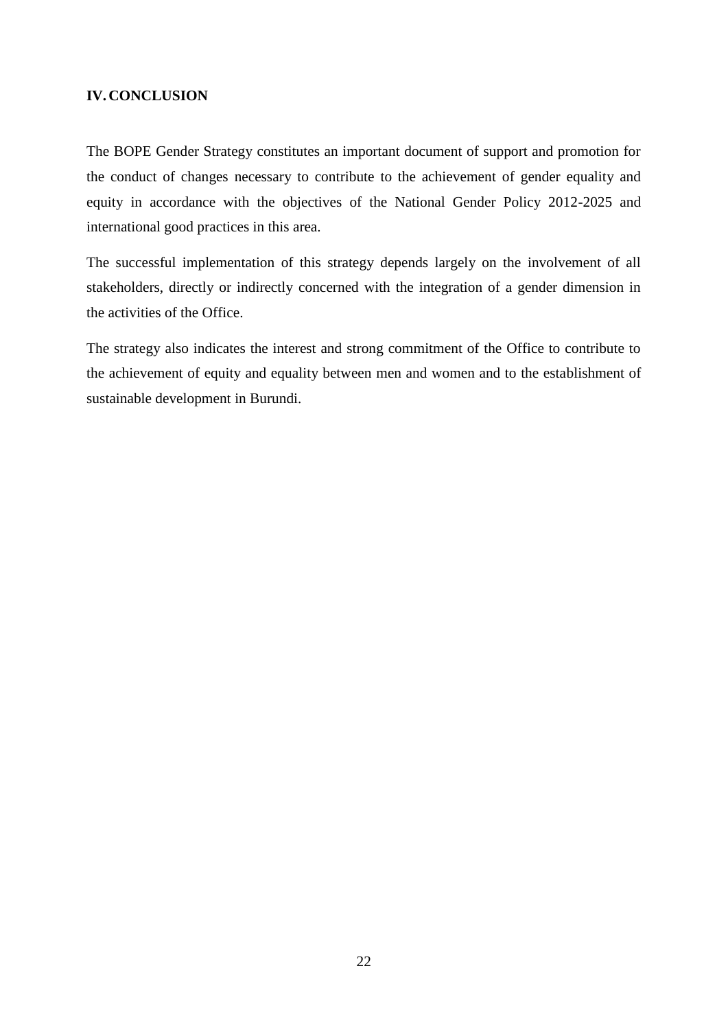## IV. CONCLUSION

The BOPE Gender Strategy constitutes an important document of support and promotion for the conduct of changes necessary to contribute to the achievement of gender equality and equity in accordance with the objectives of the National Gender Policy 2012-2025 and international good practices in this area.

The successful implementation of this strategy depends largely on the involvement of all stakeholders, directly or indirectly concerned with the integration of a gender dimension in the activities of the Office.

The strategy also indicates the interest and strong commitment of the Office to contribute to the achievement of equity and equality between men and women and to the establishment of sustainable development in Burundi.